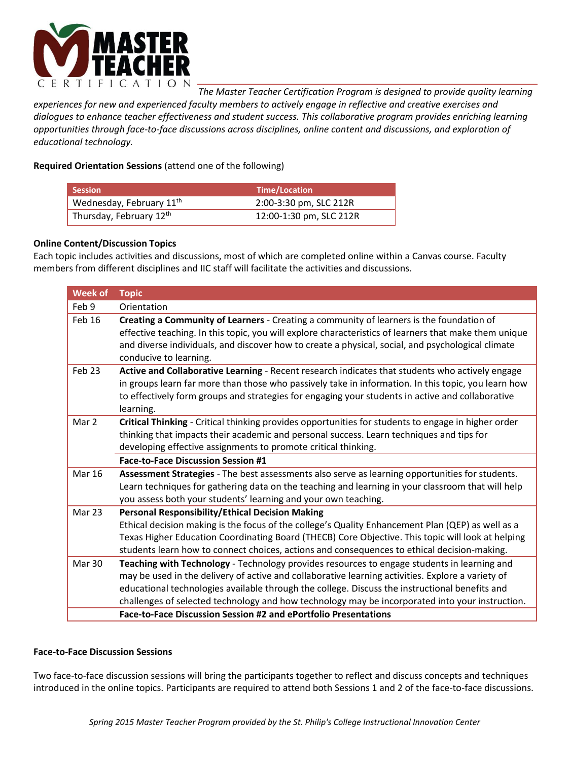# MASTER TEACHER CERTIFICATION

*The Master Teacher Certification Program is designed to provide quality learning experiences for new and experienced faculty members to actively engage in reflective and creative exercises and dialogues to enhance teacher effectiveness and student success. This collaborative program provides enriching learning opportunities through face-to-face discussions across disciplines, online content and discussions, and exploration of educational technology.*

**Required Orientation Sessions** (attend one of the following)

| Session | Time/Location |
|---|---|
| Wednesday, February 11th | 2:00-3:30 pm, SLC 212R |
| Thursday, February 12th | 12:00-1:30 pm, SLC 212R |

**Online Content/Discussion Topics**

Each topic includes activities and discussions, most of which are completed online within a Canvas course. Faculty members from different disciplines and IIC staff will facilitate the activities and discussions.

| Week of | Topic |
|---|---|
| Feb 9 | Orientation |
| Feb 16 | **Creating a Community of Learners** - Creating a community of learners is the foundation of effective teaching. In this topic, you will explore characteristics of learners that make them unique and diverse individuals, and discover how to create a physical, social, and psychological climate conducive to learning. |
| Feb 23 | **Active and Collaborative Learning** - Recent research indicates that students who actively engage in groups learn far more than those who passively take in information. In this topic, you learn how to effectively form groups and strategies for engaging your students in active and collaborative learning. |
| Mar 2 | **Critical Thinking** - Critical thinking provides opportunities for students to engage in higher order thinking that impacts their academic and personal success. Learn techniques and tips for developing effective assignments to promote critical thinking. |
| | **Face-to-Face Discussion Session #1** |
| Mar 16 | **Assessment Strategies** - The best assessments also serve as learning opportunities for students. Learn techniques for gathering data on the teaching and learning in your classroom that will help you assess both your students' learning and your own teaching. |
| Mar 23 | **Personal Responsibility/Ethical Decision Making** Ethical decision making is the focus of the college's Quality Enhancement Plan (QEP) as well as a Texas Higher Education Coordinating Board (THECB) Core Objective. This topic will look at helping students learn how to connect choices, actions and consequences to ethical decision-making. |
| Mar 30 | **Teaching with Technology** - Technology provides resources to engage students in learning and may be used in the delivery of active and collaborative learning activities. Explore a variety of educational technologies available through the college. Discuss the instructional benefits and challenges of selected technology and how technology may be incorporated into your instruction. |
| | **Face-to-Face Discussion Session #2 and ePortfolio Presentations** |

**Face-to-Face Discussion Sessions**

Two face-to-face discussion sessions will bring the participants together to reflect and discuss concepts and techniques introduced in the online topics. Participants are required to attend both Sessions 1 and 2 of the face-to-face discussions.

*Spring 2015 Master Teacher Program provided by the St. Philip's College Instructional Innovation Center*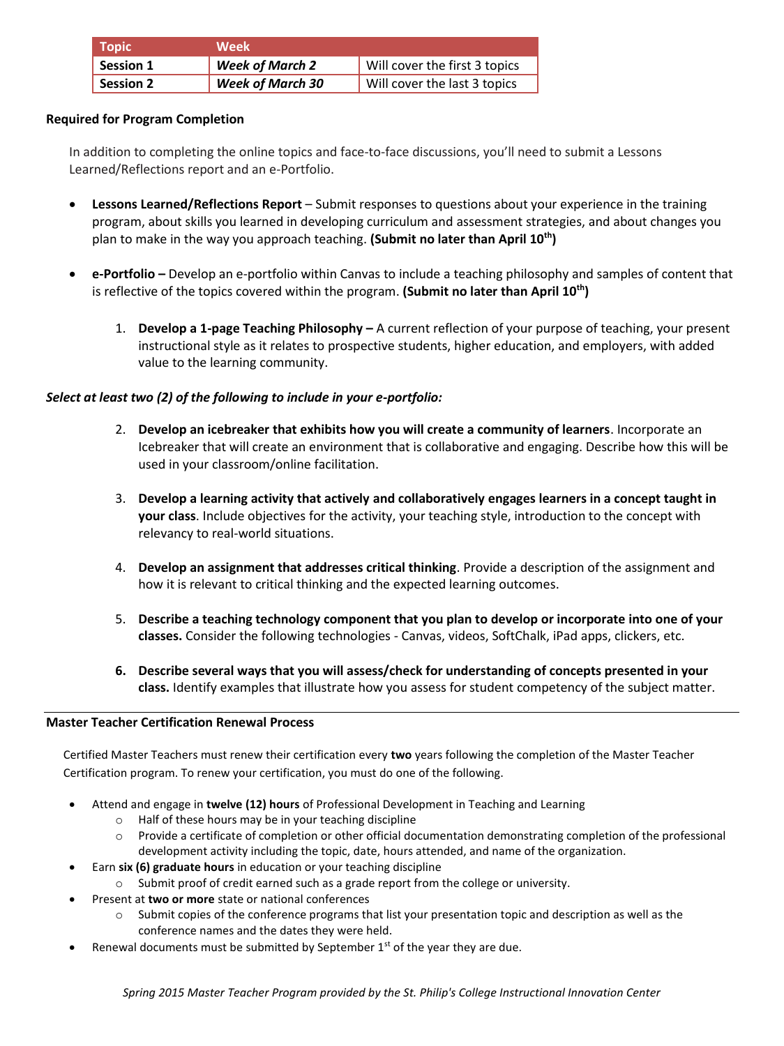| Topic | Week | |
|---|---|---|
| Session 1 | ***Week of March 2*** | Will cover the first 3 topics |
| Session 2 | ***Week of March 30*** | Will cover the last 3 topics |

**Required for Program Completion**

In addition to completing the online topics and face-to-face discussions, you'll need to submit a Lessons Learned/Reflections report and an e-Portfolio.

- **Lessons Learned/Reflections Report** – Submit responses to questions about your experience in the training program, about skills you learned in developing curriculum and assessment strategies, and about changes you plan to make in the way you approach teaching. **(Submit no later than April 10th)**

- **e-Portfolio –** Develop an e-portfolio within Canvas to include a teaching philosophy and samples of content that is reflective of the topics covered within the program. **(Submit no later than April 10th)**

  1. **Develop a 1-page Teaching Philosophy –** A current reflection of your purpose of teaching, your present instructional style as it relates to prospective students, higher education, and employers, with added value to the learning community.

***Select at least two (2) of the following to include in your e-portfolio:***

2. **Develop an icebreaker that exhibits how you will create a community of learners**. Incorporate an Icebreaker that will create an environment that is collaborative and engaging. Describe how this will be used in your classroom/online facilitation.

3. **Develop a learning activity that actively and collaboratively engages learners in a concept taught in your class**. Include objectives for the activity, your teaching style, introduction to the concept with relevancy to real-world situations.

4. **Develop an assignment that addresses critical thinking**. Provide a description of the assignment and how it is relevant to critical thinking and the expected learning outcomes.

5. **Describe a teaching technology component that you plan to develop or incorporate into one of your classes.** Consider the following technologies - Canvas, videos, SoftChalk, iPad apps, clickers, etc.

6. **Describe several ways that you will assess/check for understanding of concepts presented in your class.** Identify examples that illustrate how you assess for student competency of the subject matter.

---

**Master Teacher Certification Renewal Process**

Certified Master Teachers must renew their certification every **two** years following the completion of the Master Teacher Certification program. To renew your certification, you must do one of the following.

- Attend and engage in **twelve (12) hours** of Professional Development in Teaching and Learning
  - Half of these hours may be in your teaching discipline
  - Provide a certificate of completion or other official documentation demonstrating completion of the professional development activity including the topic, date, hours attended, and name of the organization.
- Earn **six (6) graduate hours** in education or your teaching discipline
  - Submit proof of credit earned such as a grade report from the college or university.
- Present at **two or more** state or national conferences
  - Submit copies of the conference programs that list your presentation topic and description as well as the conference names and the dates they were held.
- Renewal documents must be submitted by September 1st of the year they are due.

*Spring 2015 Master Teacher Program provided by the St. Philip's College Instructional Innovation Center*